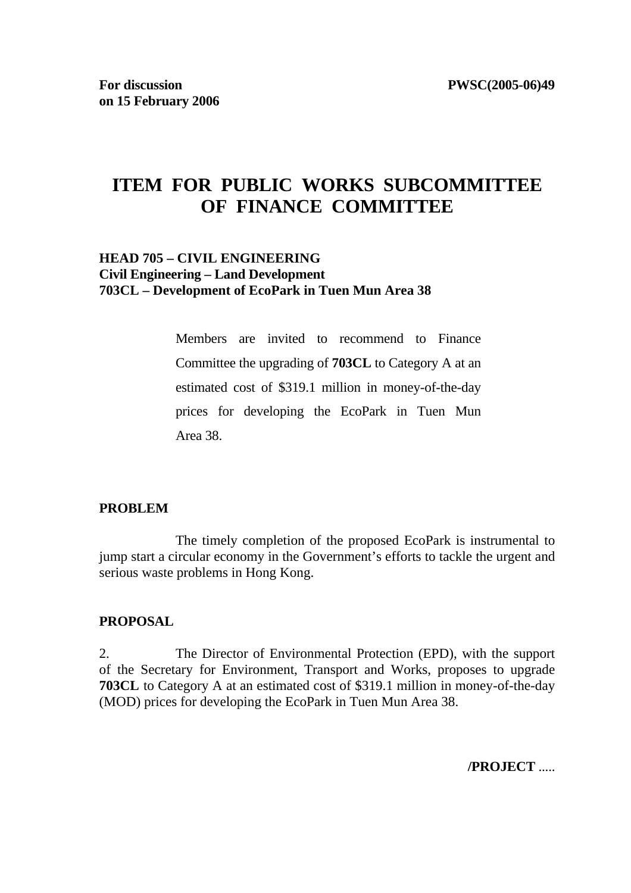**For discussion on 15 February 2006**

**PWSC(2005-06)49**

# ITEM FOR PUBLIC WORKS SUBCOMMITTEE OF FINANCE COMMITTEE

**HEAD 705 – CIVIL ENGINEERING**
**Civil Engineering – Land Development**
**703CL – Development of EcoPark in Tuen Mun Area 38**

> Members are invited to recommend to Finance Committee the upgrading of **703CL** to Category A at an estimated cost of $319.1 million in money-of-the-day prices for developing the EcoPark in Tuen Mun Area 38.

**PROBLEM**

The timely completion of the proposed EcoPark is instrumental to jump start a circular economy in the Government's efforts to tackle the urgent and serious waste problems in Hong Kong.

**PROPOSAL**

2. The Director of Environmental Protection (EPD), with the support of the Secretary for Environment, Transport and Works, proposes to upgrade **703CL** to Category A at an estimated cost of $319.1 million in money-of-the-day (MOD) prices for developing the EcoPark in Tuen Mun Area 38.

**/PROJECT** .....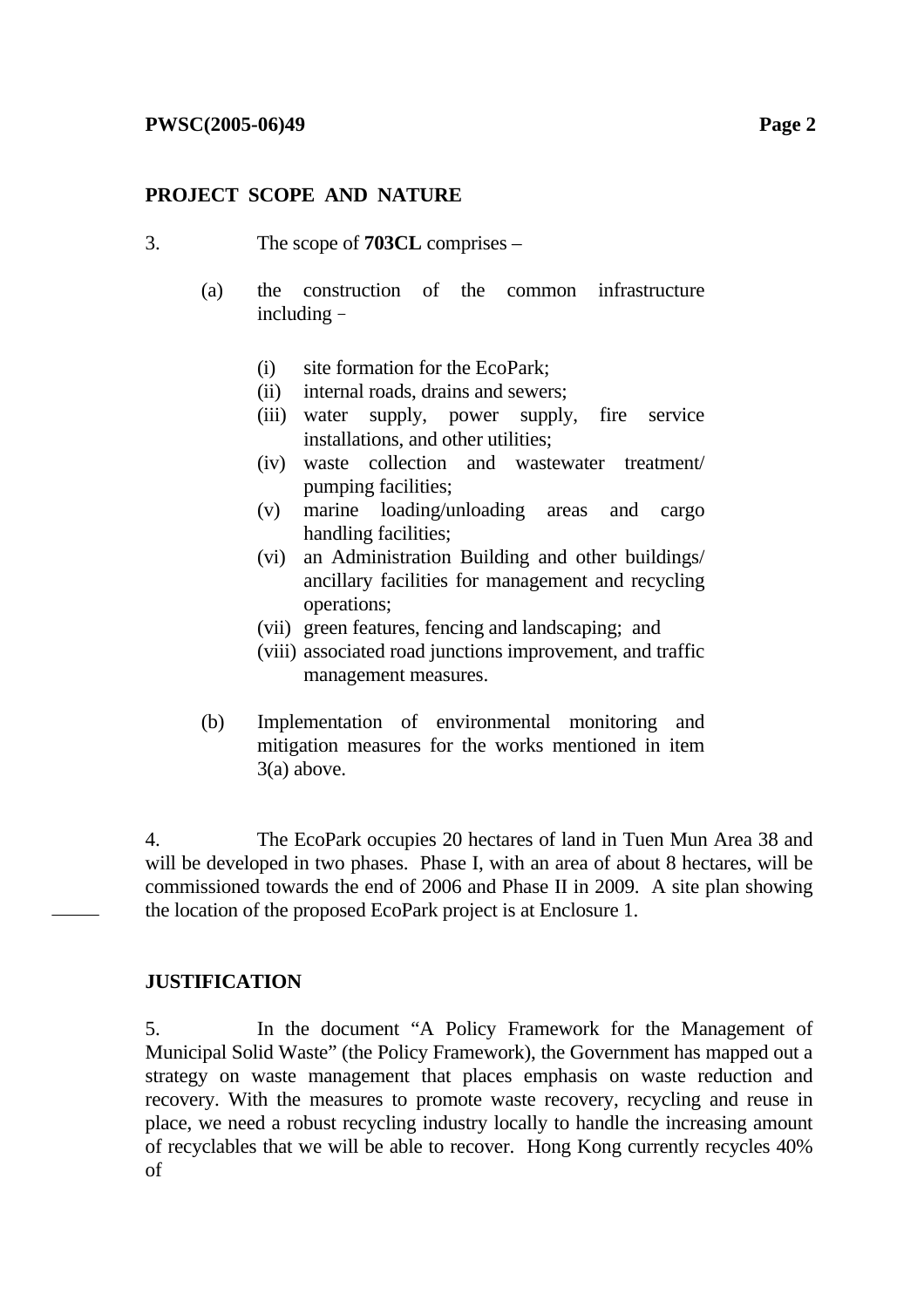## PROJECT SCOPE AND NATURE

3. The scope of **703CL** comprises –

(a) the construction of the common infrastructure including –

   (i) site formation for the EcoPark;
   (ii) internal roads, drains and sewers;
   (iii) water supply, power supply, fire service installations, and other utilities;
   (iv) waste collection and wastewater treatment/ pumping facilities;
   (v) marine loading/unloading areas and cargo handling facilities;
   (vi) an Administration Building and other buildings/ ancillary facilities for management and recycling operations;
   (vii) green features, fencing and landscaping; and
   (viii) associated road junctions improvement, and traffic management measures.

(b) Implementation of environmental monitoring and mitigation measures for the works mentioned in item 3(a) above.

4. The EcoPark occupies 20 hectares of land in Tuen Mun Area 38 and will be developed in two phases. Phase I, with an area of about 8 hectares, will be commissioned towards the end of 2006 and Phase II in 2009. A site plan showing the location of the proposed EcoPark project is at Enclosure 1.

## JUSTIFICATION

5. In the document "A Policy Framework for the Management of Municipal Solid Waste" (the Policy Framework), the Government has mapped out a strategy on waste management that places emphasis on waste reduction and recovery. With the measures to promote waste recovery, recycling and reuse in place, we need a robust recycling industry locally to handle the increasing amount of recyclables that we will be able to recover. Hong Kong currently recycles 40% of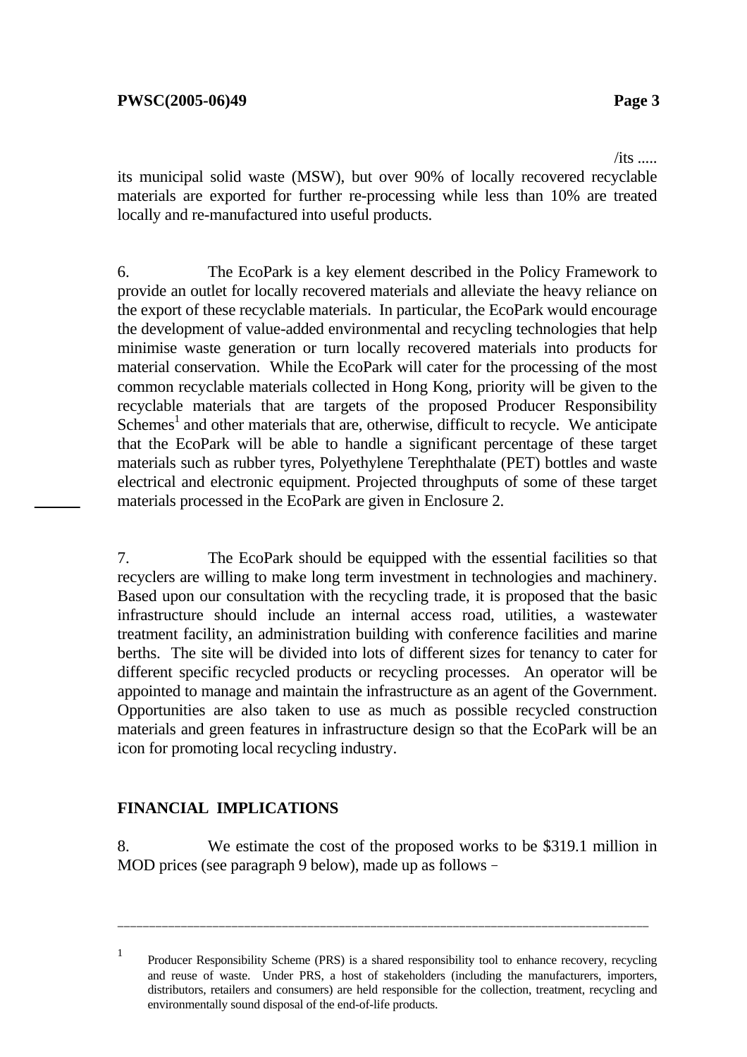its municipal solid waste (MSW), but over 90% of locally recovered recyclable materials are exported for further re-processing while less than 10% are treated locally and re-manufactured into useful products.

6. The EcoPark is a key element described in the Policy Framework to provide an outlet for locally recovered materials and alleviate the heavy reliance on the export of these recyclable materials. In particular, the EcoPark would encourage the development of value-added environmental and recycling technologies that help minimise waste generation or turn locally recovered materials into products for material conservation. While the EcoPark will cater for the processing of the most common recyclable materials collected in Hong Kong, priority will be given to the recyclable materials that are targets of the proposed Producer Responsibility Schemes[1] and other materials that are, otherwise, difficult to recycle. We anticipate that the EcoPark will be able to handle a significant percentage of these target materials such as rubber tyres, Polyethylene Terephthalate (PET) bottles and waste electrical and electronic equipment. Projected throughputs of some of these target materials processed in the EcoPark are given in Enclosure 2.

7. The EcoPark should be equipped with the essential facilities so that recyclers are willing to make long term investment in technologies and machinery. Based upon our consultation with the recycling trade, it is proposed that the basic infrastructure should include an internal access road, utilities, a wastewater treatment facility, an administration building with conference facilities and marine berths. The site will be divided into lots of different sizes for tenancy to cater for different specific recycled products or recycling processes. An operator will be appointed to manage and maintain the infrastructure as an agent of the Government. Opportunities are also taken to use as much as possible recycled construction materials and green features in infrastructure design so that the EcoPark will be an icon for promoting local recycling industry.

## FINANCIAL IMPLICATIONS

8. We estimate the cost of the proposed works to be $319.1 million in MOD prices (see paragraph 9 below), made up as follows –

---

[1] Producer Responsibility Scheme (PRS) is a shared responsibility tool to enhance recovery, recycling and reuse of waste. Under PRS, a host of stakeholders (including the manufacturers, importers, distributors, retailers and consumers) are held responsible for the collection, treatment, recycling and environmentally sound disposal of the end-of-life products.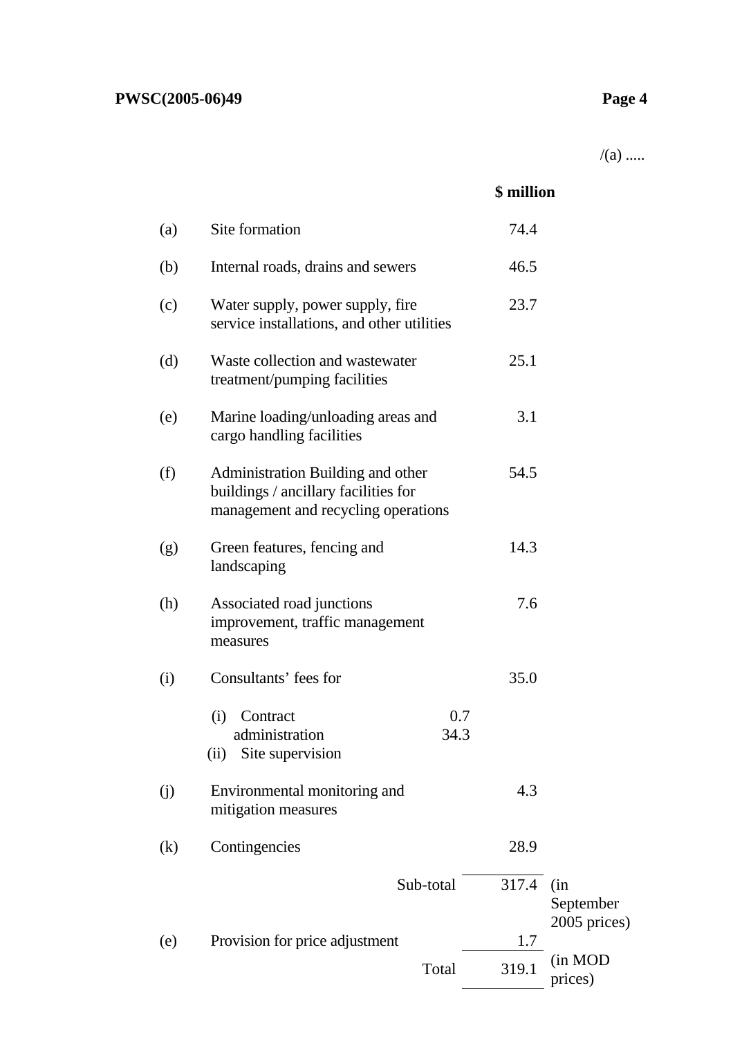/(a) .....

| | | | $ million | |
|---|---|---|---|---|
| (a) | Site formation | | 74.4 | |
| (b) | Internal roads, drains and sewers | | 46.5 | |
| (c) | Water supply, power supply, fire service installations, and other utilities | | 23.7 | |
| (d) | Waste collection and wastewater treatment/pumping facilities | | 25.1 | |
| (e) | Marine loading/unloading areas and cargo handling facilities | | 3.1 | |
| (f) | Administration Building and other buildings / ancillary facilities for management and recycling operations | | 54.5 | |
| (g) | Green features, fencing and landscaping | | 14.3 | |
| (h) | Associated road junctions improvement, traffic management measures | | 7.6 | |
| (i) | Consultants' fees for | | 35.0 | |
| | (i) Contract administration | 0.7 | | |
| | (ii) Site supervision | 34.3 | | |
| (j) | Environmental monitoring and mitigation measures | | 4.3 | |
| (k) | Contingencies | | 28.9 | |
| | Sub-total | | 317.4 | (in September 2005 prices) |
| (e) | Provision for price adjustment | | 1.7 | |
| | Total | | 319.1 | (in MOD prices) |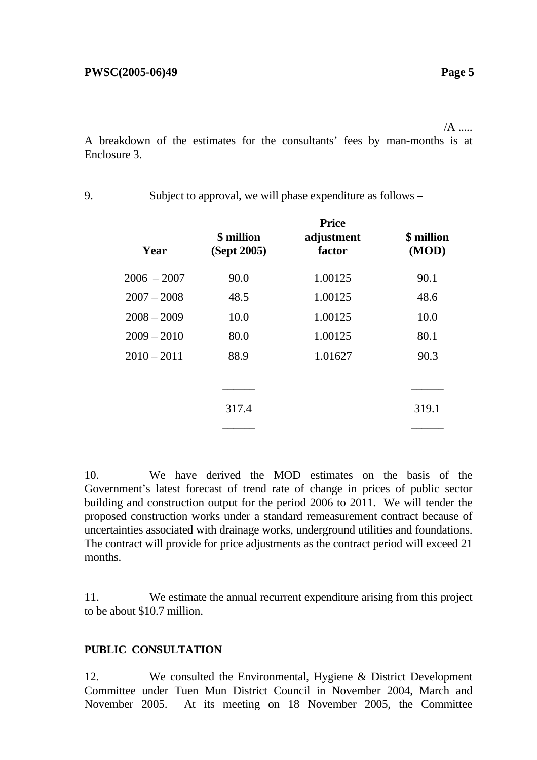A breakdown of the estimates for the consultants' fees by man-months is at Enclosure 3.

9. Subject to approval, we will phase expenditure as follows –

| Year | $ million (Sept 2005) | Price adjustment factor | $ million (MOD) |
|---|---|---|---|
| 2006 – 2007 | 90.0 | 1.00125 | 90.1 |
| 2007 – 2008 | 48.5 | 1.00125 | 48.6 |
| 2008 – 2009 | 10.0 | 1.00125 | 10.0 |
| 2009 – 2010 | 80.0 | 1.00125 | 80.1 |
| 2010 – 2011 | 88.9 | 1.01627 | 90.3 |
| | 317.4 | | 319.1 |

10. We have derived the MOD estimates on the basis of the Government's latest forecast of trend rate of change in prices of public sector building and construction output for the period 2006 to 2011. We will tender the proposed construction works under a standard remeasurement contract because of uncertainties associated with drainage works, underground utilities and foundations. The contract will provide for price adjustments as the contract period will exceed 21 months.

11. We estimate the annual recurrent expenditure arising from this project to be about $10.7 million.

**PUBLIC CONSULTATION**

12. We consulted the Environmental, Hygiene & District Development Committee under Tuen Mun District Council in November 2004, March and November 2005. At its meeting on 18 November 2005, the Committee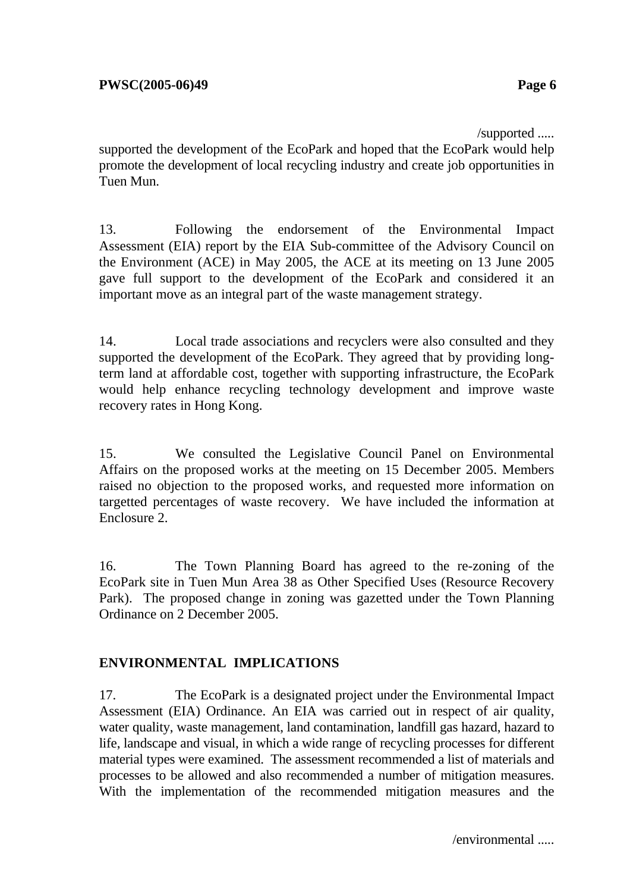supported the development of the EcoPark and hoped that the EcoPark would help promote the development of local recycling industry and create job opportunities in Tuen Mun.

13. Following the endorsement of the Environmental Impact Assessment (EIA) report by the EIA Sub-committee of the Advisory Council on the Environment (ACE) in May 2005, the ACE at its meeting on 13 June 2005 gave full support to the development of the EcoPark and considered it an important move as an integral part of the waste management strategy.

14. Local trade associations and recyclers were also consulted and they supported the development of the EcoPark. They agreed that by providing long-term land at affordable cost, together with supporting infrastructure, the EcoPark would help enhance recycling technology development and improve waste recovery rates in Hong Kong.

15. We consulted the Legislative Council Panel on Environmental Affairs on the proposed works at the meeting on 15 December 2005. Members raised no objection to the proposed works, and requested more information on targetted percentages of waste recovery. We have included the information at Enclosure 2.

16. The Town Planning Board has agreed to the re-zoning of the EcoPark site in Tuen Mun Area 38 as Other Specified Uses (Resource Recovery Park). The proposed change in zoning was gazetted under the Town Planning Ordinance on 2 December 2005.

## ENVIRONMENTAL IMPLICATIONS

17. The EcoPark is a designated project under the Environmental Impact Assessment (EIA) Ordinance. An EIA was carried out in respect of air quality, water quality, waste management, land contamination, landfill gas hazard, hazard to life, landscape and visual, in which a wide range of recycling processes for different material types were examined. The assessment recommended a list of materials and processes to be allowed and also recommended a number of mitigation measures. With the implementation of the recommended mitigation measures and the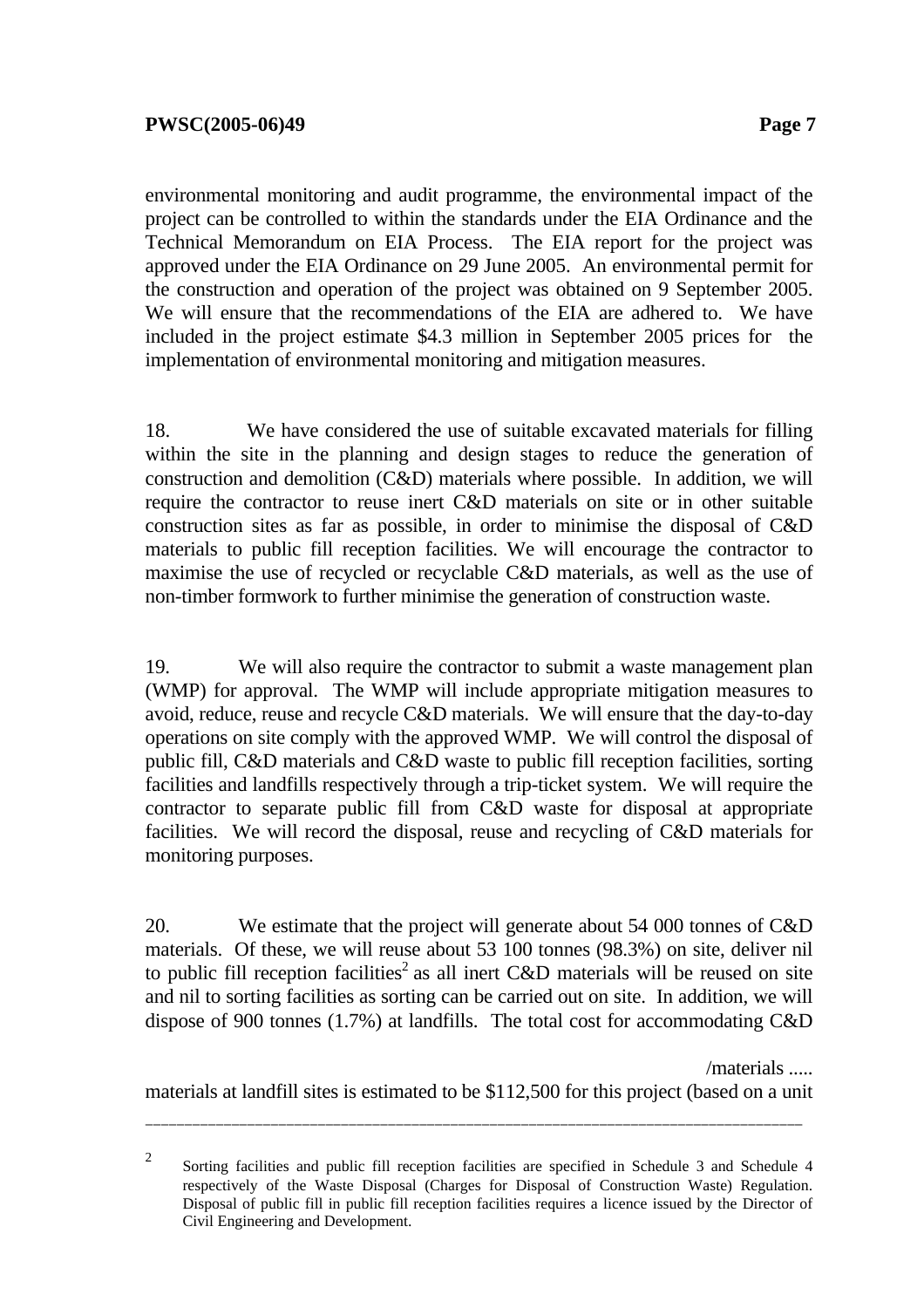environmental monitoring and audit programme, the environmental impact of the project can be controlled to within the standards under the EIA Ordinance and the Technical Memorandum on EIA Process. The EIA report for the project was approved under the EIA Ordinance on 29 June 2005. An environmental permit for the construction and operation of the project was obtained on 9 September 2005. We will ensure that the recommendations of the EIA are adhered to. We have included in the project estimate $4.3 million in September 2005 prices for the implementation of environmental monitoring and mitigation measures.

18. We have considered the use of suitable excavated materials for filling within the site in the planning and design stages to reduce the generation of construction and demolition (C&D) materials where possible. In addition, we will require the contractor to reuse inert C&D materials on site or in other suitable construction sites as far as possible, in order to minimise the disposal of C&D materials to public fill reception facilities. We will encourage the contractor to maximise the use of recycled or recyclable C&D materials, as well as the use of non-timber formwork to further minimise the generation of construction waste.

19. We will also require the contractor to submit a waste management plan (WMP) for approval. The WMP will include appropriate mitigation measures to avoid, reduce, reuse and recycle C&D materials. We will ensure that the day-to-day operations on site comply with the approved WMP. We will control the disposal of public fill, C&D materials and C&D waste to public fill reception facilities, sorting facilities and landfills respectively through a trip-ticket system. We will require the contractor to separate public fill from C&D waste for disposal at appropriate facilities. We will record the disposal, reuse and recycling of C&D materials for monitoring purposes.

20. We estimate that the project will generate about 54 000 tonnes of C&D materials. Of these, we will reuse about 53 100 tonnes (98.3%) on site, deliver nil to public fill reception facilities[2] as all inert C&D materials will be reused on site and nil to sorting facilities as sorting can be carried out on site. In addition, we will dispose of 900 tonnes (1.7%) at landfills. The total cost for accommodating C&D materials at landfill sites is estimated to be $112,500 for this project (based on a unit

---

[2] Sorting facilities and public fill reception facilities are specified in Schedule 3 and Schedule 4 respectively of the Waste Disposal (Charges for Disposal of Construction Waste) Regulation. Disposal of public fill in public fill reception facilities requires a licence issued by the Director of Civil Engineering and Development.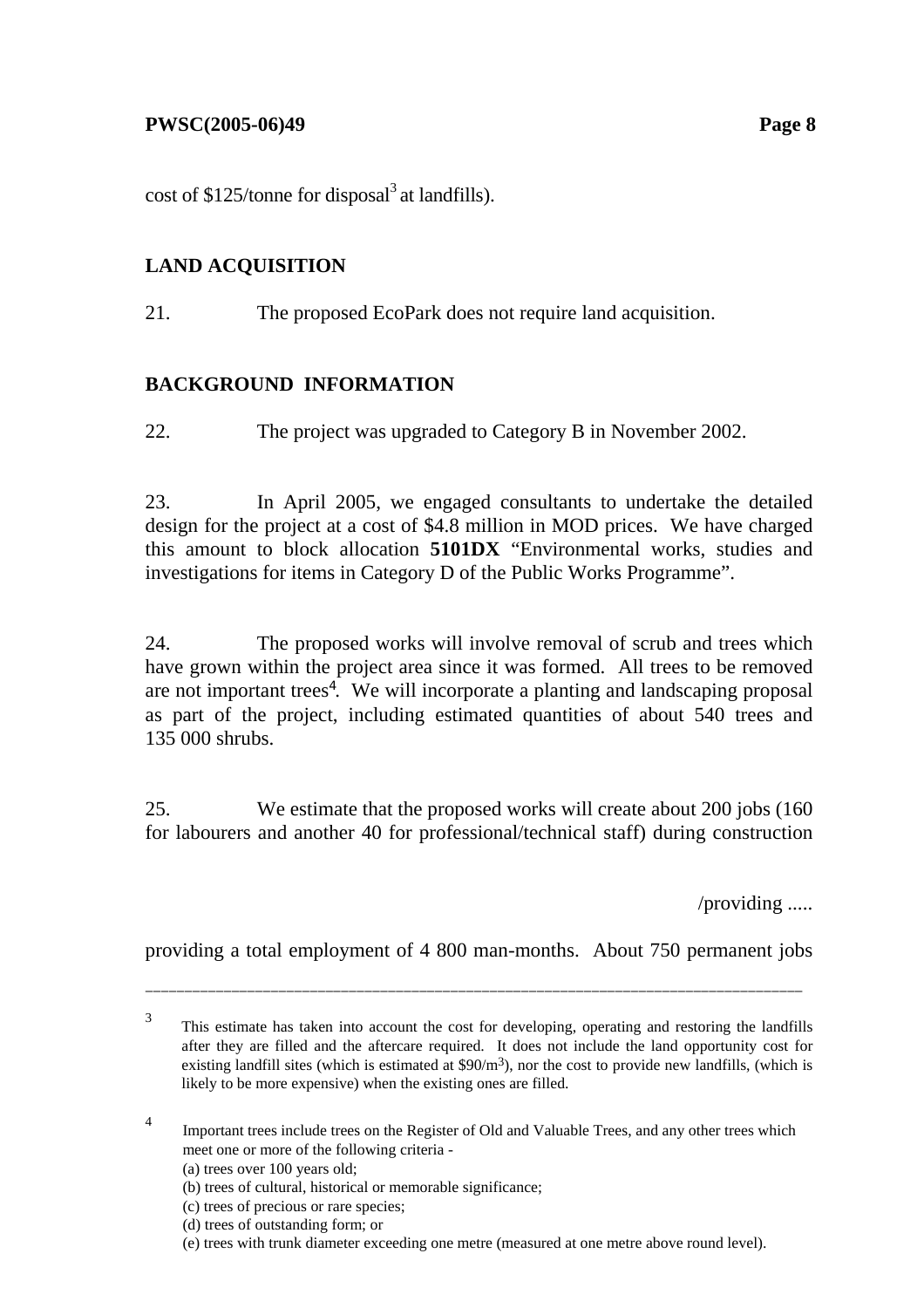cost of $125/tonne for disposal[3] at landfills).

## LAND ACQUISITION

21. The proposed EcoPark does not require land acquisition.

## BACKGROUND INFORMATION

22. The project was upgraded to Category B in November 2002.

23. In April 2005, we engaged consultants to undertake the detailed design for the project at a cost of $4.8 million in MOD prices. We have charged this amount to block allocation **5101DX** "Environmental works, studies and investigations for items in Category D of the Public Works Programme".

24. The proposed works will involve removal of scrub and trees which have grown within the project area since it was formed. All trees to be removed are not important trees[4]. We will incorporate a planting and landscaping proposal as part of the project, including estimated quantities of about 540 trees and 135 000 shrubs.

25. We estimate that the proposed works will create about 200 jobs (160 for labourers and another 40 for professional/technical staff) during construction providing a total employment of 4 800 man-months. About 750 permanent jobs

---

[3] This estimate has taken into account the cost for developing, operating and restoring the landfills after they are filled and the aftercare required. It does not include the land opportunity cost for existing landfill sites (which is estimated at $90/m$^3$), nor the cost to provide new landfills, (which is likely to be more expensive) when the existing ones are filled.

[4] Important trees include trees on the Register of Old and Valuable Trees, and any other trees which meet one or more of the following criteria -

(a) trees over 100 years old;
(b) trees of cultural, historical or memorable significance;
(c) trees of precious or rare species;
(d) trees of outstanding form; or
(e) trees with trunk diameter exceeding one metre (measured at one metre above round level).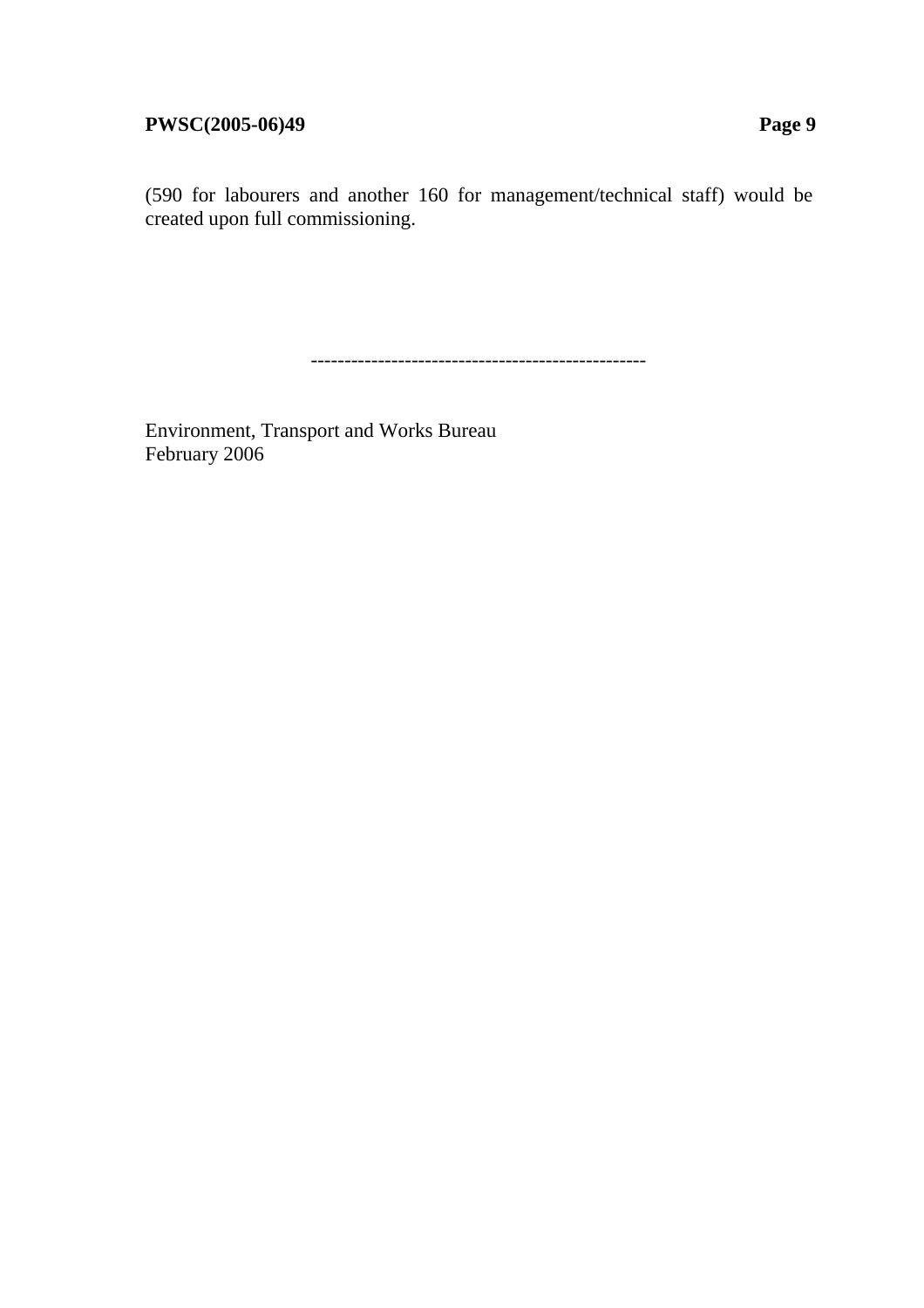(590 for labourers and another 160 for management/technical staff) would be created upon full commissioning.

--------------------------------------------------

Environment, Transport and Works Bureau
February 2006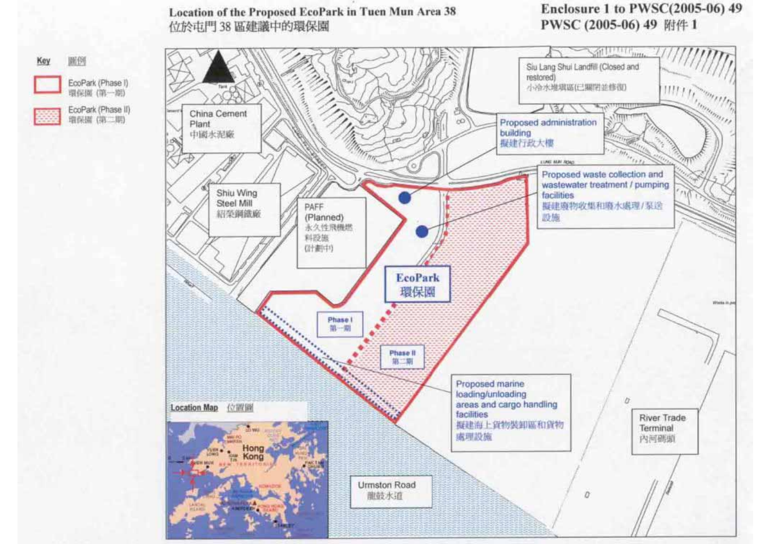Enclosure 1 to PWSC(2005-06) 49
PWSC (2005-06) 49 附件 1

# Location of the Proposed EcoPark in Tuen Mun Area 38
# 位於屯門 38 區建議中的環保園

**Key** 圖例

- EcoPark (Phase I) 環保園 (第一期)
- EcoPark (Phase II) 環保園 (第二期)

Siu Lang Shui Landfill (Closed and restored)
小冷水堆填區(已關閉並修復)

China Cement Plant
中國水泥廠

Shiu Wing Steel Mill
紹榮鋼鐵廠

PAFF (Planned)
永久性飛機燃料設施 (計劃中)

Proposed administration building
擬建行政大樓

Proposed waste collection and wastewater treatment / pumping facilities
擬建廢物收集和廢水處理 / 泵送設施

**EcoPark**
**環保園**

Phase I
第一期

Phase II
第二期

Proposed marine loading/unloading areas and cargo handling facilities
擬建海上貨物裝卸區和貨物處理設施

River Trade Terminal
內河碼頭

Urmston Road
龍鼓水道

Location Map 位置圖

Hong Kong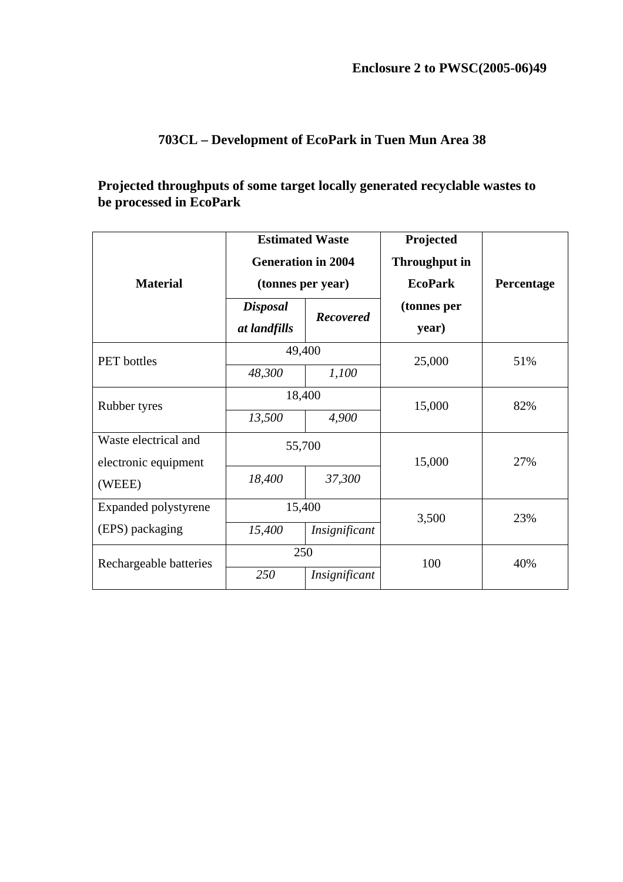**Enclosure 2 to PWSC(2005-06)49**

## 703CL – Development of EcoPark in Tuen Mun Area 38

### Projected throughputs of some target locally generated recyclable wastes to be processed in EcoPark

| Material | Estimated Waste Generation in 2004 (tonnes per year) | | Projected Throughput in EcoPark (tonnes per year) | Percentage |
|---|---|---|---|---|
| | ***Disposal at landfills*** | ***Recovered*** | | |
| PET bottles | 49,400 | | 25,000 | 51% |
| | *48,300* | *1,100* | | |
| Rubber tyres | 18,400 | | 15,000 | 82% |
| | *13,500* | *4,900* | | |
| Waste electrical and electronic equipment (WEEE) | 55,700 | | 15,000 | 27% |
| | *18,400* | *37,300* | | |
| Expanded polystyrene (EPS) packaging | 15,400 | | 3,500 | 23% |
| | *15,400* | *Insignificant* | | |
| Rechargeable batteries | 250 | | 100 | 40% |
| | *250* | *Insignificant* | | |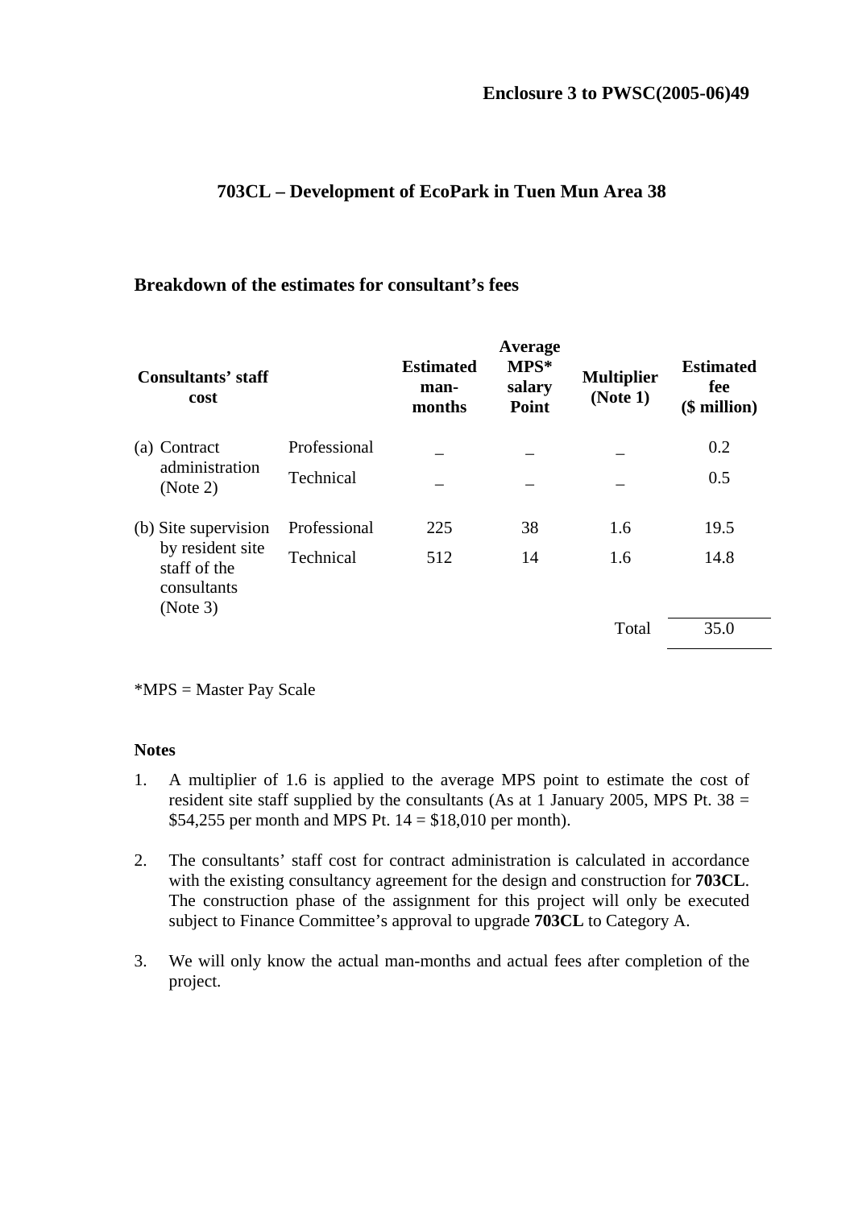**Enclosure 3 to PWSC(2005-06)49**

## 703CL – Development of EcoPark in Tuen Mun Area 38

### Breakdown of the estimates for consultant's fees

| Consultants' staff cost | | Estimated man-months | Average MPS* salary Point | Multiplier (Note 1) | Estimated fee ($ million) |
|---|---|---|---|---|---|
| (a) Contract administration (Note 2) | Professional | – | – | – | 0.2 |
| | Technical | – | – | – | 0.5 |
| (b) Site supervision by resident site staff of the consultants (Note 3) | Professional | 225 | 38 | 1.6 | 19.5 |
| | Technical | 512 | 14 | 1.6 | 14.8 |
| | | | | Total | 35.0 |

*MPS = Master Pay Scale

**Notes**

1. A multiplier of 1.6 is applied to the average MPS point to estimate the cost of resident site staff supplied by the consultants (As at 1 January 2005, MPS Pt. 38 = $54,255 per month and MPS Pt. 14 = $18,010 per month).

2. The consultants' staff cost for contract administration is calculated in accordance with the existing consultancy agreement for the design and construction for **703CL**. The construction phase of the assignment for this project will only be executed subject to Finance Committee's approval to upgrade **703CL** to Category A.

3. We will only know the actual man-months and actual fees after completion of the project.